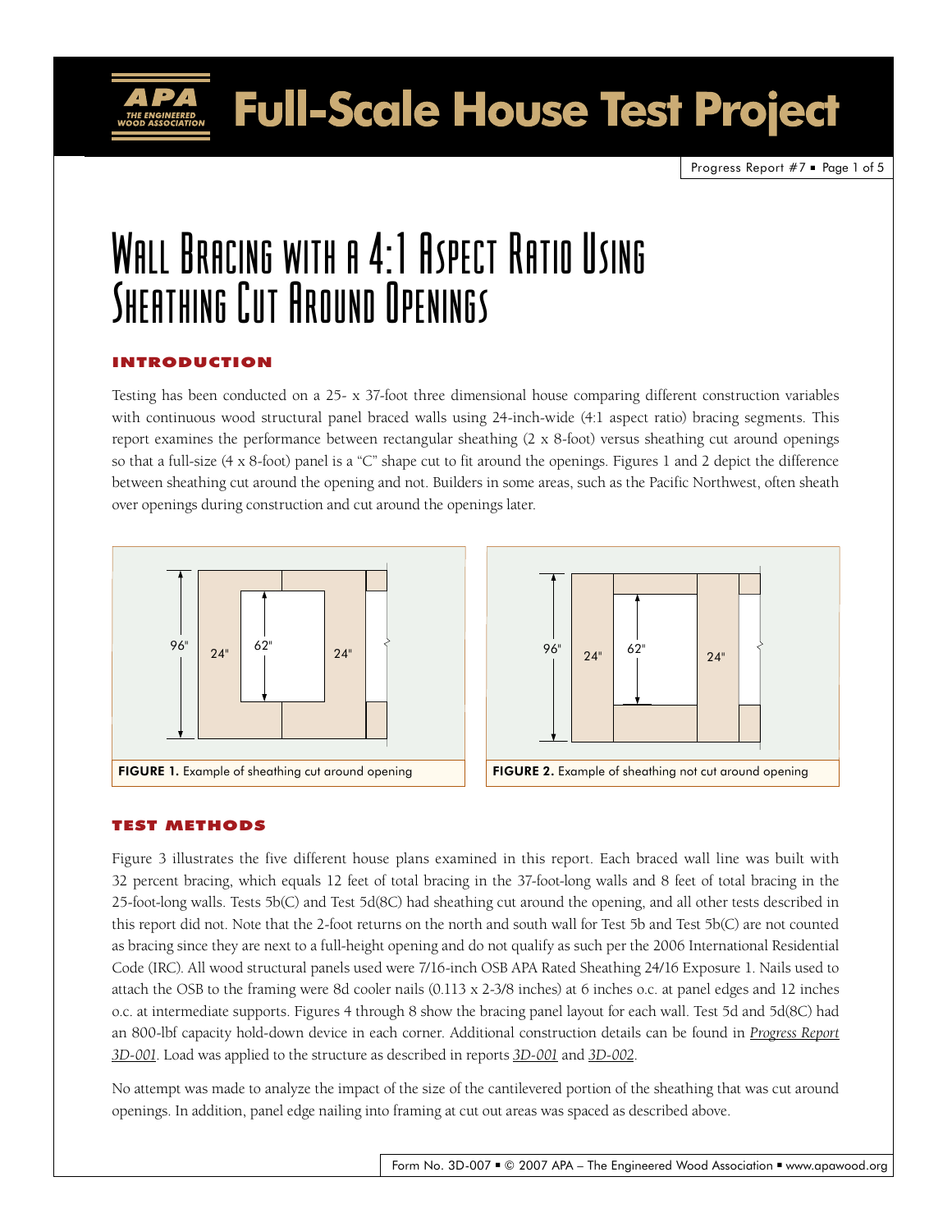# Full-Scale House Test Project

## Wall Bracing with a 4:1 Aspect Ratio Using Sheathing Cut Around Openings

### INTRODUCTION

Testing has been conducted on a 25- x 37-foot three dimensional house comparing different construction variables with continuous wood structural panel braced walls using 24-inch-wide (4:1 aspect ratio) bracing segments. This report examines the performance between rectangular sheathing (2 x 8-foot) versus sheathing cut around openings so that a full-size (4 x 8-foot) panel is a "C" shape cut to fit around the openings. Figures 1 and 2 depict the difference between sheathing cut around the opening and not. Builders in some areas, such as the Pacific Northwest, often sheath over openings during construction and cut around the openings later.

**FIGURE 1.** Example of sheathing cut around opening

**FIGURE 2.** Example of sheathing not cut around opening

### TEST METHODS

Figure 3 illustrates the five different house plans examined in this report. Each braced wall line was built with 32 percent bracing, which equals 12 feet of total bracing in the 37-foot-long walls and 8 feet of total bracing in the 25-foot-long walls. Tests 5b(C) and Test 5d(8C) had sheathing cut around the opening, and all other tests described in this report did not. Note that the 2-foot returns on the north and south wall for Test 5b and Test 5b(C) are not counted as bracing since they are next to a full-height opening and do not qualify as such per the 2006 International Residential Code (IRC). All wood structural panels used were 7/16-inch OSB APA Rated Sheathing 24/16 Exposure 1. Nails used to attach the OSB to the framing were 8d cooler nails (0.113 x 2-3/8 inches) at 6 inches o.c. at panel edges and 12 inches o.c. at intermediate supports. Figures 4 through 8 show the bracing panel layout for each wall. Test 5d and 5d(8C) had an 800-lbf capacity hold-down device in each corner. Additional construction details can be found in *Progress Report 3D-001*. Load was applied to the structure as described in reports *3D-001* and *3D-002*.

No attempt was made to analyze the impact of the size of the cantilevered portion of the sheathing that was cut around openings. In addition, panel edge nailing into framing at cut out areas was spaced as described above.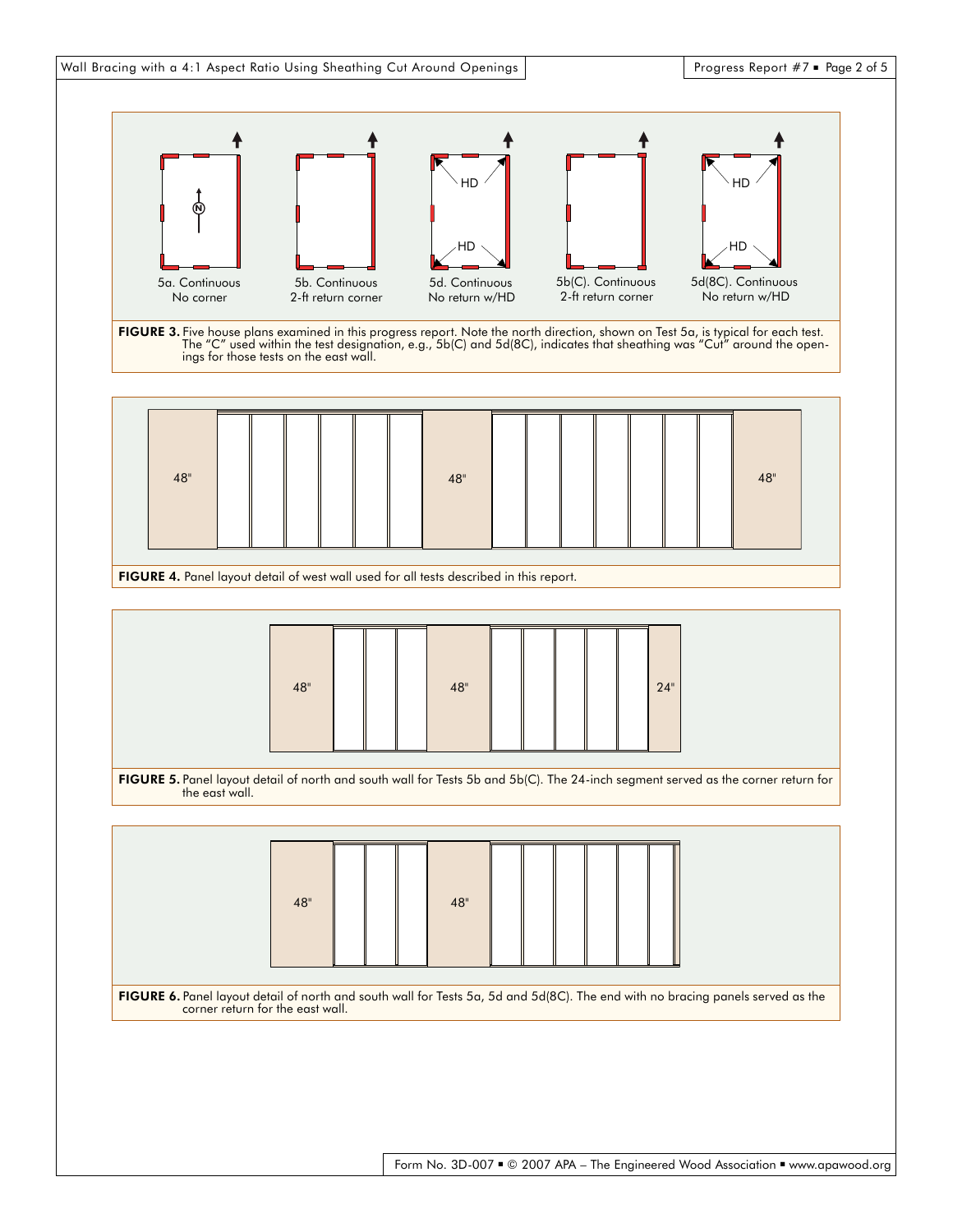5a. Continuous No corner

5b. Continuous 2-ft return corner

5d. Continuous No return w/HD

5b(C). Continuous 2-ft return corner

5d(8C). Continuous No return w/HD

**FIGURE 3.** Five house plans examined in this progress report. Note the north direction, shown on Test 5a, is typical for each test. The "C" used within the test designation, e.g., 5b(C) and 5d(8C), indicates that sheathing was "Cut" around the openings for those tests on the east wall.

48" 48" 48"

**FIGURE 4.** Panel layout detail of west wall used for all tests described in this report.

48" 48" 24"

**FIGURE 5.** Panel layout detail of north and south wall for Tests 5b and 5b(C). The 24-inch segment served as the corner return for the east wall.

48" 48"

**FIGURE 6.** Panel layout detail of north and south wall for Tests 5a, 5d and 5d(8C). The end with no bracing panels served as the corner return for the east wall.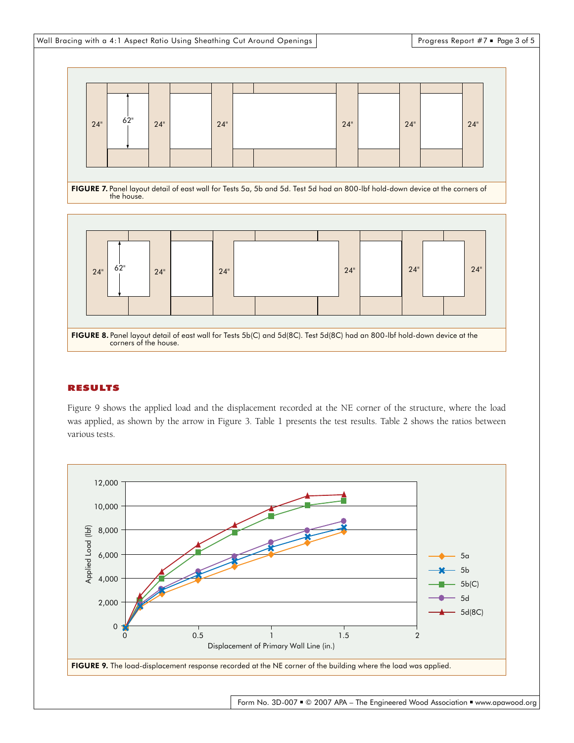FIGURE 7. Panel layout detail of east wall for Tests 5a, 5b and 5d. Test 5d had an 800-lbf hold-down device at the corners of the house.

FIGURE 8. Panel layout detail of east wall for Tests 5b(C) and 5d(8C). Test 5d(8C) had an 800-lbf hold-down device at the corners of the house.

## RESULTS

Figure 9 shows the applied load and the displacement recorded at the NE corner of the structure, where the load was applied, as shown by the arrow in Figure 3. Table 1 presents the test results. Table 2 shows the ratios between various tests.

FIGURE 9. The load-displacement response recorded at the NE corner of the building where the load was applied.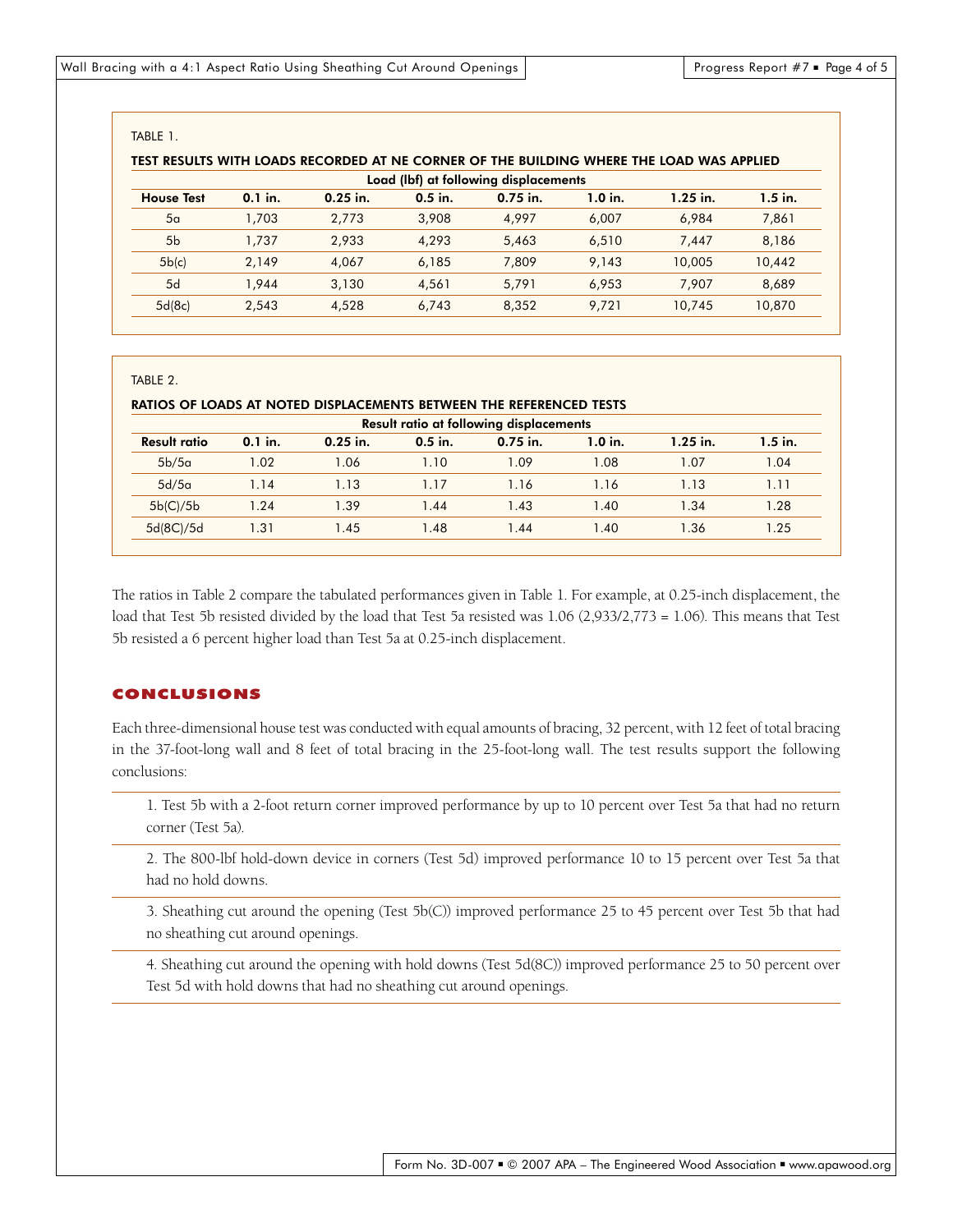TABLE 1.

**TEST RESULTS WITH LOADS RECORDED AT NE CORNER OF THE BUILDING WHERE THE LOAD WAS APPLIED**

| | Load (lbf) at following displacements | | | | | | |
|---|---|---|---|---|---|---|---|
| **House Test** | **0.1 in.** | **0.25 in.** | **0.5 in.** | **0.75 in.** | **1.0 in.** | **1.25 in.** | **1.5 in.** |
| 5a | 1,703 | 2,773 | 3,908 | 4,997 | 6,007 | 6,984 | 7,861 |
| 5b | 1,737 | 2,933 | 4,293 | 5,463 | 6,510 | 7,447 | 8,186 |
| 5b(c) | 2,149 | 4,067 | 6,185 | 7,809 | 9,143 | 10,005 | 10,442 |
| 5d | 1,944 | 3,130 | 4,561 | 5,791 | 6,953 | 7,907 | 8,689 |
| 5d(8c) | 2,543 | 4,528 | 6,743 | 8,352 | 9,721 | 10,745 | 10,870 |

TABLE 2.

**RATIOS OF LOADS AT NOTED DISPLACEMENTS BETWEEN THE REFERENCED TESTS**

| | Result ratio at following displacements | | | | | | |
|---|---|---|---|---|---|---|---|
| **Result ratio** | **0.1 in.** | **0.25 in.** | **0.5 in.** | **0.75 in.** | **1.0 in.** | **1.25 in.** | **1.5 in.** |
| 5b/5a | 1.02 | 1.06 | 1.10 | 1.09 | 1.08 | 1.07 | 1.04 |
| 5d/5a | 1.14 | 1.13 | 1.17 | 1.16 | 1.16 | 1.13 | 1.11 |
| 5b(C)/5b | 1.24 | 1.39 | 1.44 | 1.43 | 1.40 | 1.34 | 1.28 |
| 5d(8C)/5d | 1.31 | 1.45 | 1.48 | 1.44 | 1.40 | 1.36 | 1.25 |

The ratios in Table 2 compare the tabulated performances given in Table 1. For example, at 0.25-inch displacement, the load that Test 5b resisted divided by the load that Test 5a resisted was 1.06 (2,933/2,773 = 1.06). This means that Test 5b resisted a 6 percent higher load than Test 5a at 0.25-inch displacement.

## CONCLUSIONS

Each three-dimensional house test was conducted with equal amounts of bracing, 32 percent, with 12 feet of total bracing in the 37-foot-long wall and 8 feet of total bracing in the 25-foot-long wall. The test results support the following conclusions:

1. Test 5b with a 2-foot return corner improved performance by up to 10 percent over Test 5a that had no return corner (Test 5a).

2. The 800-lbf hold-down device in corners (Test 5d) improved performance 10 to 15 percent over Test 5a that had no hold downs.

3. Sheathing cut around the opening (Test 5b(C)) improved performance 25 to 45 percent over Test 5b that had no sheathing cut around openings.

4. Sheathing cut around the opening with hold downs (Test 5d(8C)) improved performance 25 to 50 percent over Test 5d with hold downs that had no sheathing cut around openings.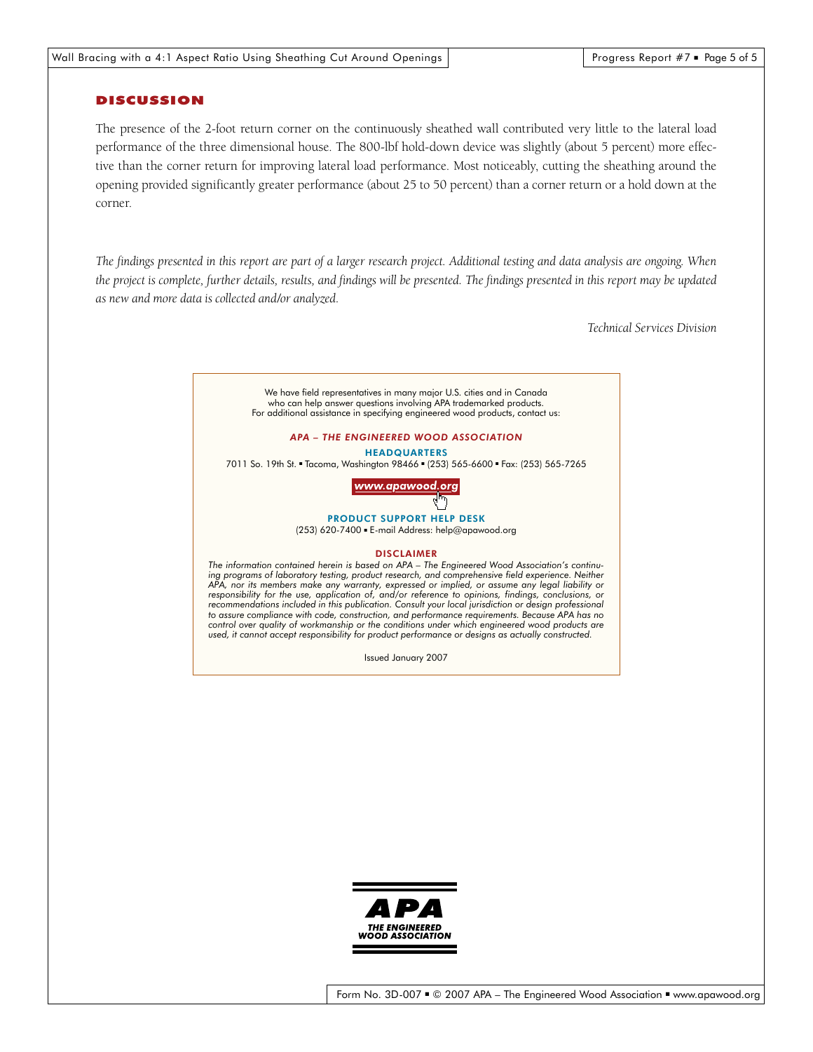## DISCUSSION

The presence of the 2-foot return corner on the continuously sheathed wall contributed very little to the lateral load performance of the three dimensional house. The 800-lbf hold-down device was slightly (about 5 percent) more effective than the corner return for improving lateral load performance. Most noticeably, cutting the sheathing around the opening provided significantly greater performance (about 25 to 50 percent) than a corner return or a hold down at the corner.

*The findings presented in this report are part of a larger research project. Additional testing and data analysis are ongoing. When the project is complete, further details, results, and findings will be presented. The findings presented in this report may be updated as new and more data is collected and/or analyzed.*

*Technical Services Division*

We have field representatives in many major U.S. cities and in Canada who can help answer questions involving APA trademarked products. For additional assistance in specifying engineered wood products, contact us:

***APA – THE ENGINEERED WOOD ASSOCIATION***

**HEADQUARTERS**

7011 So. 19th St. ▪ Tacoma, Washington 98466 ▪ (253) 565-6600 ▪ Fax: (253) 565-7265

***www.apawood.org***

**PRODUCT SUPPORT HELP DESK**

(253) 620-7400 ▪ E-mail Address: help@apawood.org

**DISCLAIMER**

*The information contained herein is based on APA – The Engineered Wood Association's continuing programs of laboratory testing, product research, and comprehensive field experience. Neither APA, nor its members make any warranty, expressed or implied, or assume any legal liability or responsibility for the use, application of, and/or reference to opinions, findings, conclusions, or recommendations included in this publication. Consult your local jurisdiction or design professional to assure compliance with code, construction, and performance requirements. Because APA has no control over quality of workmanship or the conditions under which engineered wood products are used, it cannot accept responsibility for product performance or designs as actually constructed.*

Issued January 2007

**APA**
**THE ENGINEERED WOOD ASSOCIATION**

Form No. 3D-007 ▪ © 2007 APA – The Engineered Wood Association ▪ www.apawood.org